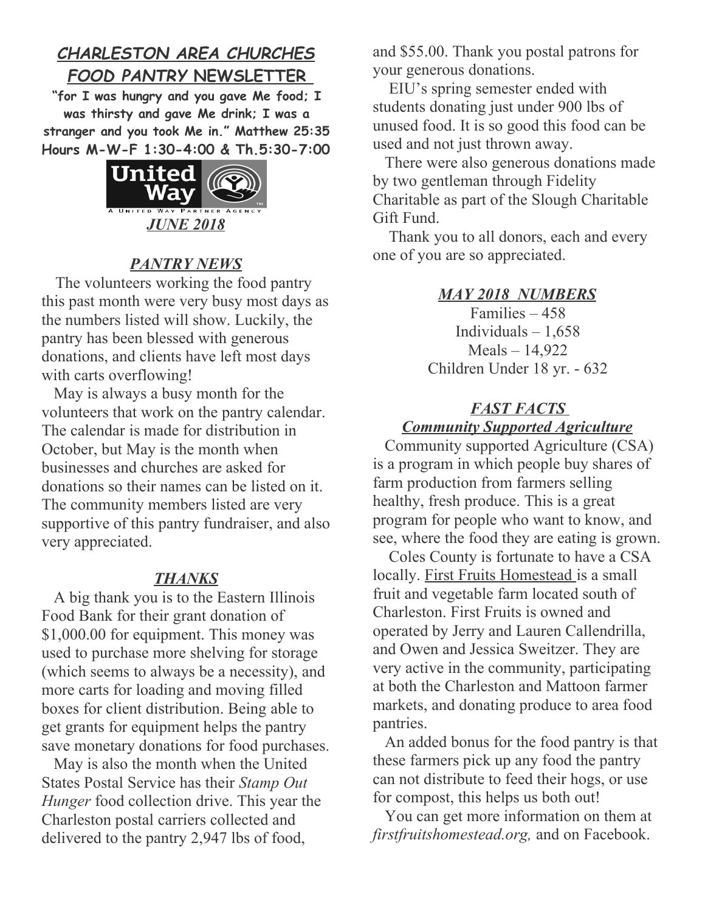# CHARLESTON AREA CHURCHES FOOD PANTRY NEWSLETTER

**"for I was hungry and you gave Me food; I was thirsty and gave Me drink; I was a stranger and you took Me in." Matthew 25:35**

**Hours M-W-F 1:30-4:00 & Th.5:30-7:00**

United Way

A UNITED WAY PARTNER AGENCY

***JUNE 2018***

## *PANTRY NEWS*

The volunteers working the food pantry this past month were very busy most days as the numbers listed will show. Luckily, the pantry has been blessed with generous donations, and clients have left most days with carts overflowing!

May is always a busy month for the volunteers that work on the pantry calendar. The calendar is made for distribution in October, but May is the month when businesses and churches are asked for donations so their names can be listed on it. The community members listed are very supportive of this pantry fundraiser, and also very appreciated.

## *THANKS*

A big thank you is to the Eastern Illinois Food Bank for their grant donation of $1,000.00 for equipment. This money was used to purchase more shelving for storage (which seems to always be a necessity), and more carts for loading and moving filled boxes for client distribution. Being able to get grants for equipment helps the pantry save monetary donations for food purchases.

May is also the month when the United States Postal Service has their *Stamp Out Hunger* food collection drive. This year the Charleston postal carriers collected and delivered to the pantry 2,947 lbs of food, and $55.00. Thank you postal patrons for your generous donations.

EIU's spring semester ended with students donating just under 900 lbs of unused food. It is so good this food can be used and not just thrown away.

There were also generous donations made by two gentleman through Fidelity Charitable as part of the Slough Charitable Gift Fund.

Thank you to all donors, each and every one of you are so appreciated.

## *MAY 2018 NUMBERS*

Families – 458
Individuals – 1,658
Meals – 14,922
Children Under 18 yr. - 632

## *FAST FACTS*
### *Community Supported Agriculture*

Community supported Agriculture (CSA) is a program in which people buy shares of farm production from farmers selling healthy, fresh produce. This is a great program for people who want to know, and see, where the food they are eating is grown.

Coles County is fortunate to have a CSA locally. First Fruits Homestead is a small fruit and vegetable farm located south of Charleston. First Fruits is owned and operated by Jerry and Lauren Callendrilla, and Owen and Jessica Sweitzer. They are very active in the community, participating at both the Charleston and Mattoon farmer markets, and donating produce to area food pantries.

An added bonus for the food pantry is that these farmers pick up any food the pantry can not distribute to feed their hogs, or use for compost, this helps us both out!

You can get more information on them at *firstfruitshomestead.org,* and on Facebook.